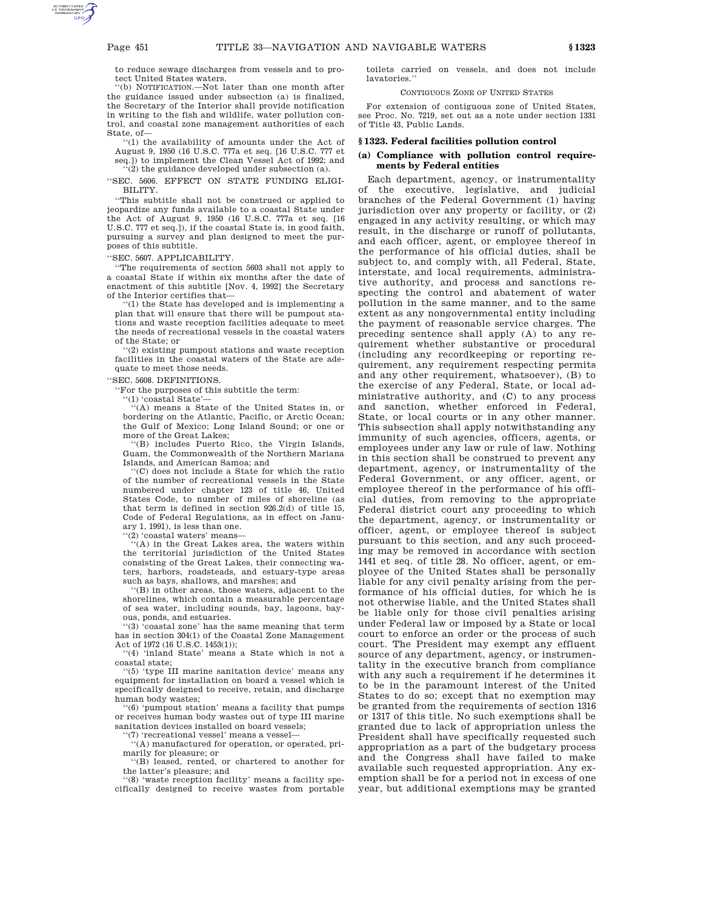to reduce sewage discharges from vessels and to protect United States waters.

"(b) NOTIFICATION.—Not later than one month after the guidance issued under subsection (a) is finalized, the Secretary of the Interior shall provide notification in writing to the fish and wildlife, water pollution control, and coastal zone management authorities of each State, of—

"(1) the availability of amounts under the Act of August 9, 1950 (16 U.S.C. 777a et seq. [16 U.S.C. 777 et seq.]) to implement the Clean Vessel Act of 1992; and

"(2) the guidance developed under subsection (a).

"SEC. 5606. EFFECT ON STATE FUNDING ELIGIBILITY.

"This subtitle shall not be construed or applied to jeopardize any funds available to a coastal State under the Act of August 9, 1950 (16 U.S.C. 777a et seq. [16 U.S.C. 777 et seq.]), if the coastal State is, in good faith, pursuing a survey and plan designed to meet the purposes of this subtitle.

"SEC. 5607. APPLICABILITY.

"The requirements of section 5603 shall not apply to a coastal State if within six months after the date of enactment of this subtitle [Nov. 4, 1992] the Secretary of the Interior certifies that—

"(1) the State has developed and is implementing a plan that will ensure that there will be pumpout stations and waste reception facilities adequate to meet the needs of recreational vessels in the coastal waters of the State; or

"(2) existing pumpout stations and waste reception facilities in the coastal waters of the State are adequate to meet those needs.

"SEC. 5608. DEFINITIONS.

"For the purposes of this subtitle the term:

"(1) 'coastal State'—

"(A) means a State of the United States in, or bordering on the Atlantic, Pacific, or Arctic Ocean; the Gulf of Mexico; Long Island Sound; or one or more of the Great Lakes;

"(B) includes Puerto Rico, the Virgin Islands, Guam, the Commonwealth of the Northern Mariana Islands, and American Samoa; and

"(C) does not include a State for which the ratio of the number of recreational vessels in the State numbered under chapter 123 of title 46, United States Code, to number of miles of shoreline (as that term is defined in section 926.2(d) of title 15, Code of Federal Regulations, as in effect on January 1, 1991), is less than one.

"(2) 'coastal waters' means—

"(A) in the Great Lakes area, the waters within the territorial jurisdiction of the United States consisting of the Great Lakes, their connecting waters, harbors, roadsteads, and estuary-type areas such as bays, shallows, and marshes; and

"(B) in other areas, those waters, adjacent to the shorelines, which contain a measurable percentage of sea water, including sounds, bay, lagoons, bayous, ponds, and estuaries.

"(3) 'coastal zone' has the same meaning that term has in section 304(1) of the Coastal Zone Management Act of 1972 (16 U.S.C. 1453(1));

"(4) 'inland State' means a State which is not a coastal state;

"(5) 'type III marine sanitation device' means any equipment for installation on board a vessel which is specifically designed to receive, retain, and discharge human body wastes;

"(6) 'pumpout station' means a facility that pumps or receives human body wastes out of type III marine sanitation devices installed on board vessels;

"(7) 'recreational vessel' means a vessel—

"(A) manufactured for operation, or operated, primarily for pleasure; or

"(B) leased, rented, or chartered to another for the latter's pleasure; and

"(8) 'waste reception facility' means a facility specifically designed to receive wastes from portable toilets carried on vessels, and does not include lavatories."

CONTIGUOUS ZONE OF UNITED STATES

For extension of contiguous zone of United States, see Proc. No. 7219, set out as a note under section 1331 of Title 43, Public Lands.

## § 1323. Federal facilities pollution control

### (a) Compliance with pollution control requirements by Federal entities

Each department, agency, or instrumentality of the executive, legislative, and judicial branches of the Federal Government (1) having jurisdiction over any property or facility, or (2) engaged in any activity resulting, or which may result, in the discharge or runoff of pollutants, and each officer, agent, or employee thereof in the performance of his official duties, shall be subject to, and comply with, all Federal, State, interstate, and local requirements, administrative authority, and process and sanctions respecting the control and abatement of water pollution in the same manner, and to the same extent as any nongovernmental entity including the payment of reasonable service charges. The preceding sentence shall apply (A) to any requirement whether substantive or procedural (including any recordkeeping or reporting requirement, any requirement respecting permits and any other requirement, whatsoever), (B) to the exercise of any Federal, State, or local administrative authority, and (C) to any process and sanction, whether enforced in Federal, State, or local courts or in any other manner. This subsection shall apply notwithstanding any immunity of such agencies, officers, agents, or employees under any law or rule of law. Nothing in this section shall be construed to prevent any department, agency, or instrumentality of the Federal Government, or any officer, agent, or employee thereof in the performance of his official duties, from removing to the appropriate Federal district court any proceeding to which the department, agency, or instrumentality or officer, agent, or employee thereof is subject pursuant to this section, and any such proceeding may be removed in accordance with section 1441 et seq. of title 28. No officer, agent, or employee of the United States shall be personally liable for any civil penalty arising from the performance of his official duties, for which he is not otherwise liable, and the United States shall be liable only for those civil penalties arising under Federal law or imposed by a State or local court to enforce an order or the process of such court. The President may exempt any effluent source of any department, agency, or instrumentality in the executive branch from compliance with any such a requirement if he determines it to be in the paramount interest of the United States to do so; except that no exemption may be granted from the requirements of section 1316 or 1317 of this title. No such exemptions shall be granted due to lack of appropriation unless the President shall have specifically requested such appropriation as a part of the budgetary process and the Congress shall have failed to make available such requested appropriation. Any exemption shall be for a period not in excess of one year, but additional exemptions may be granted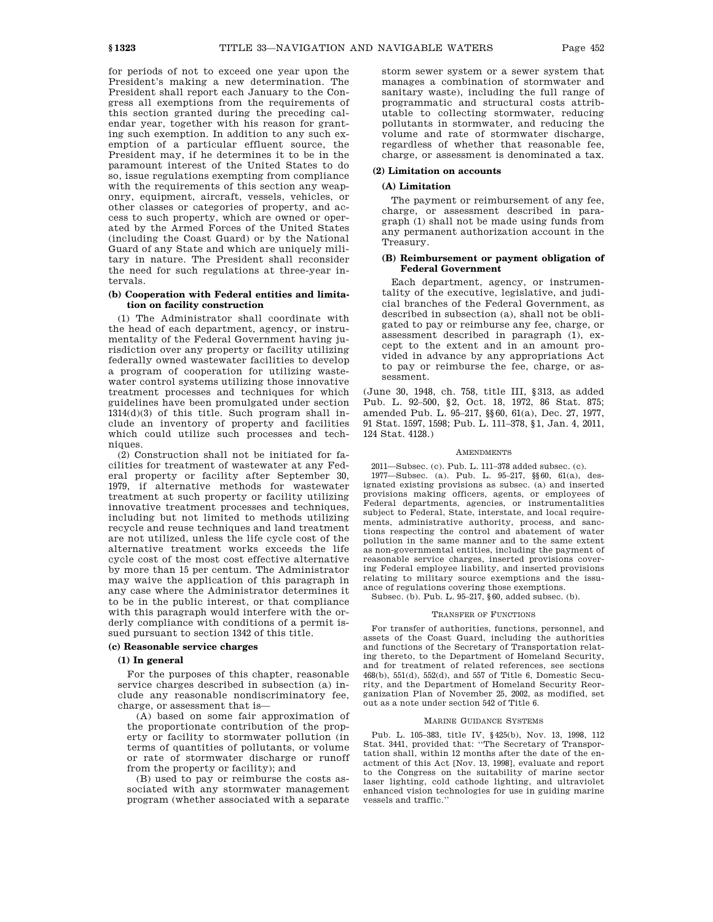for periods of not to exceed one year upon the President's making a new determination. The President shall report each January to the Congress all exemptions from the requirements of this section granted during the preceding calendar year, together with his reason for granting such exemption. In addition to any such exemption of a particular effluent source, the President may, if he determines it to be in the paramount interest of the United States to do so, issue regulations exempting from compliance with the requirements of this section any weaponry, equipment, aircraft, vessels, vehicles, or other classes or categories of property, and access to such property, which are owned or operated by the Armed Forces of the United States (including the Coast Guard) or by the National Guard of any State and which are uniquely military in nature. The President shall reconsider the need for such regulations at three-year intervals.

**(b) Cooperation with Federal entities and limitation on facility construction**

(1) The Administrator shall coordinate with the head of each department, agency, or instrumentality of the Federal Government having jurisdiction over any property or facility utilizing federally owned wastewater facilities to develop a program of cooperation for utilizing wastewater control systems utilizing those innovative treatment processes and techniques for which guidelines have been promulgated under section 1314(d)(3) of this title. Such program shall include an inventory of property and facilities which could utilize such processes and techniques.

(2) Construction shall not be initiated for facilities for treatment of wastewater at any Federal property or facility after September 30, 1979, if alternative methods for wastewater treatment at such property or facility utilizing innovative treatment processes and techniques, including but not limited to methods utilizing recycle and reuse techniques and land treatment are not utilized, unless the life cycle cost of the alternative treatment works exceeds the life cycle cost of the most cost effective alternative by more than 15 per centum. The Administrator may waive the application of this paragraph in any case where the Administrator determines it to be in the public interest, or that compliance with this paragraph would interfere with the orderly compliance with conditions of a permit issued pursuant to section 1342 of this title.

**(c) Reasonable service charges**

**(1) In general**

For the purposes of this chapter, reasonable service charges described in subsection (a) include any reasonable nondiscriminatory fee, charge, or assessment that is—

(A) based on some fair approximation of the proportionate contribution of the property or facility to stormwater pollution (in terms of quantities of pollutants, or volume or rate of stormwater discharge or runoff from the property or facility); and

(B) used to pay or reimburse the costs associated with any stormwater management program (whether associated with a separate storm sewer system or a sewer system that manages a combination of stormwater and sanitary waste), including the full range of programmatic and structural costs attributable to collecting stormwater, reducing pollutants in stormwater, and reducing the volume and rate of stormwater discharge, regardless of whether that reasonable fee, charge, or assessment is denominated a tax.

**(2) Limitation on accounts**

**(A) Limitation**

The payment or reimbursement of any fee, charge, or assessment described in paragraph (1) shall not be made using funds from any permanent authorization account in the Treasury.

**(B) Reimbursement or payment obligation of Federal Government**

Each department, agency, or instrumentality of the executive, legislative, and judicial branches of the Federal Government, as described in subsection (a), shall not be obligated to pay or reimburse any fee, charge, or assessment described in paragraph (1), except to the extent and in an amount provided in advance by any appropriations Act to pay or reimburse the fee, charge, or assessment.

(June 30, 1948, ch. 758, title III, §313, as added Pub. L. 92–500, §2, Oct. 18, 1972, 86 Stat. 875; amended Pub. L. 95–217, §§60, 61(a), Dec. 27, 1977, 91 Stat. 1597, 1598; Pub. L. 111–378, §1, Jan. 4, 2011, 124 Stat. 4128.)

AMENDMENTS

2011—Subsec. (c). Pub. L. 111–378 added subsec. (c).

1977—Subsec. (a). Pub. L. 95–217, §§60, 61(a), designated existing provisions as subsec. (a) and inserted provisions making officers, agents, or employees of Federal departments, agencies, or instrumentalities subject to Federal, State, interstate, and local requirements, administrative authority, process, and sanctions respecting the control and abatement of water pollution in the same manner and to the same extent as non-governmental entities, including the payment of reasonable service charges, inserted provisions covering Federal employee liability, and inserted provisions relating to military source exemptions and the issuance of regulations covering those exemptions.

Subsec. (b). Pub. L. 95–217, §60, added subsec. (b).

TRANSFER OF FUNCTIONS

For transfer of authorities, functions, personnel, and assets of the Coast Guard, including the authorities and functions of the Secretary of Transportation relating thereto, to the Department of Homeland Security, and for treatment of related references, see sections 468(b), 551(d), 552(d), and 557 of Title 6, Domestic Security, and the Department of Homeland Security Reorganization Plan of November 25, 2002, as modified, set out as a note under section 542 of Title 6.

MARINE GUIDANCE SYSTEMS

Pub. L. 105–383, title IV, §425(b), Nov. 13, 1998, 112 Stat. 3441, provided that: "The Secretary of Transportation shall, within 12 months after the date of the enactment of this Act [Nov. 13, 1998], evaluate and report to the Congress on the suitability of marine sector laser lighting, cold cathode lighting, and ultraviolet enhanced vision technologies for use in guiding marine vessels and traffic."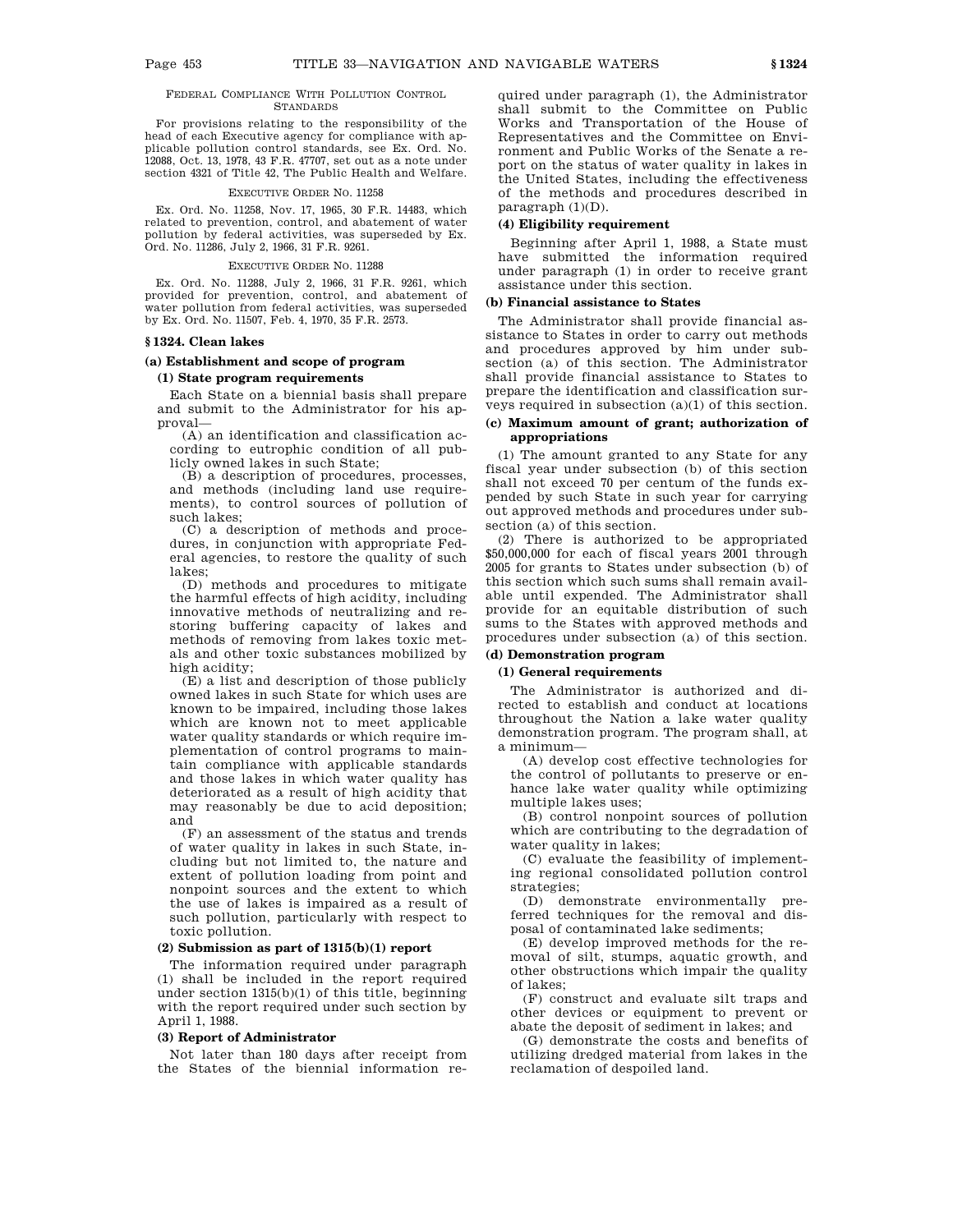FEDERAL COMPLIANCE WITH POLLUTION CONTROL STANDARDS

For provisions relating to the responsibility of the head of each Executive agency for compliance with applicable pollution control standards, see Ex. Ord. No. 12088, Oct. 13, 1978, 43 F.R. 47707, set out as a note under section 4321 of Title 42, The Public Health and Welfare.

EXECUTIVE ORDER NO. 11258

Ex. Ord. No. 11258, Nov. 17, 1965, 30 F.R. 14483, which related to prevention, control, and abatement of water pollution by federal activities, was superseded by Ex. Ord. No. 11286, July 2, 1966, 31 F.R. 9261.

EXECUTIVE ORDER NO. 11288

Ex. Ord. No. 11288, July 2, 1966, 31 F.R. 9261, which provided for prevention, control, and abatement of water pollution from federal activities, was superseded by Ex. Ord. No. 11507, Feb. 4, 1970, 35 F.R. 2573.

## § 1324. Clean lakes

### (a) Establishment and scope of program

#### (1) State program requirements

Each State on a biennial basis shall prepare and submit to the Administrator for his approval—

(A) an identification and classification according to eutrophic condition of all publicly owned lakes in such State;

(B) a description of procedures, processes, and methods (including land use requirements), to control sources of pollution of such lakes;

(C) a description of methods and procedures, in conjunction with appropriate Federal agencies, to restore the quality of such lakes;

(D) methods and procedures to mitigate the harmful effects of high acidity, including innovative methods of neutralizing and restoring buffering capacity of lakes and methods of removing from lakes toxic metals and other toxic substances mobilized by high acidity;

(E) a list and description of those publicly owned lakes in such State for which uses are known to be impaired, including those lakes which are known not to meet applicable water quality standards or which require implementation of control programs to maintain compliance with applicable standards and those lakes in which water quality has deteriorated as a result of high acidity that may reasonably be due to acid deposition; and

(F) an assessment of the status and trends of water quality in lakes in such State, including but not limited to, the nature and extent of pollution loading from point and nonpoint sources and the extent to which the use of lakes is impaired as a result of such pollution, particularly with respect to toxic pollution.

#### (2) Submission as part of 1315(b)(1) report

The information required under paragraph (1) shall be included in the report required under section 1315(b)(1) of this title, beginning with the report required under such section by April 1, 1988.

#### (3) Report of Administrator

Not later than 180 days after receipt from the States of the biennial information required under paragraph (1), the Administrator shall submit to the Committee on Public Works and Transportation of the House of Representatives and the Committee on Environment and Public Works of the Senate a report on the status of water quality in lakes in the United States, including the effectiveness of the methods and procedures described in paragraph (1)(D).

#### (4) Eligibility requirement

Beginning after April 1, 1988, a State must have submitted the information required under paragraph (1) in order to receive grant assistance under this section.

### (b) Financial assistance to States

The Administrator shall provide financial assistance to States in order to carry out methods and procedures approved by him under subsection (a) of this section. The Administrator shall provide financial assistance to States to prepare the identification and classification surveys required in subsection (a)(1) of this section.

### (c) Maximum amount of grant; authorization of appropriations

(1) The amount granted to any State for any fiscal year under subsection (b) of this section shall not exceed 70 per centum of the funds expended by such State in such year for carrying out approved methods and procedures under subsection (a) of this section.

(2) There is authorized to be appropriated $50,000,000 for each of fiscal years 2001 through 2005 for grants to States under subsection (b) of this section which such sums shall remain available until expended. The Administrator shall provide for an equitable distribution of such sums to the States with approved methods and procedures under subsection (a) of this section.

### (d) Demonstration program

#### (1) General requirements

The Administrator is authorized and directed to establish and conduct at locations throughout the Nation a lake water quality demonstration program. The program shall, at a minimum—

(A) develop cost effective technologies for the control of pollutants to preserve or enhance lake water quality while optimizing multiple lakes uses;

(B) control nonpoint sources of pollution which are contributing to the degradation of water quality in lakes;

(C) evaluate the feasibility of implementing regional consolidated pollution control strategies;

(D) demonstrate environmentally preferred techniques for the removal and disposal of contaminated lake sediments;

(E) develop improved methods for the removal of silt, stumps, aquatic growth, and other obstructions which impair the quality of lakes;

(F) construct and evaluate silt traps and other devices or equipment to prevent or abate the deposit of sediment in lakes; and

(G) demonstrate the costs and benefits of utilizing dredged material from lakes in the reclamation of despoiled land.